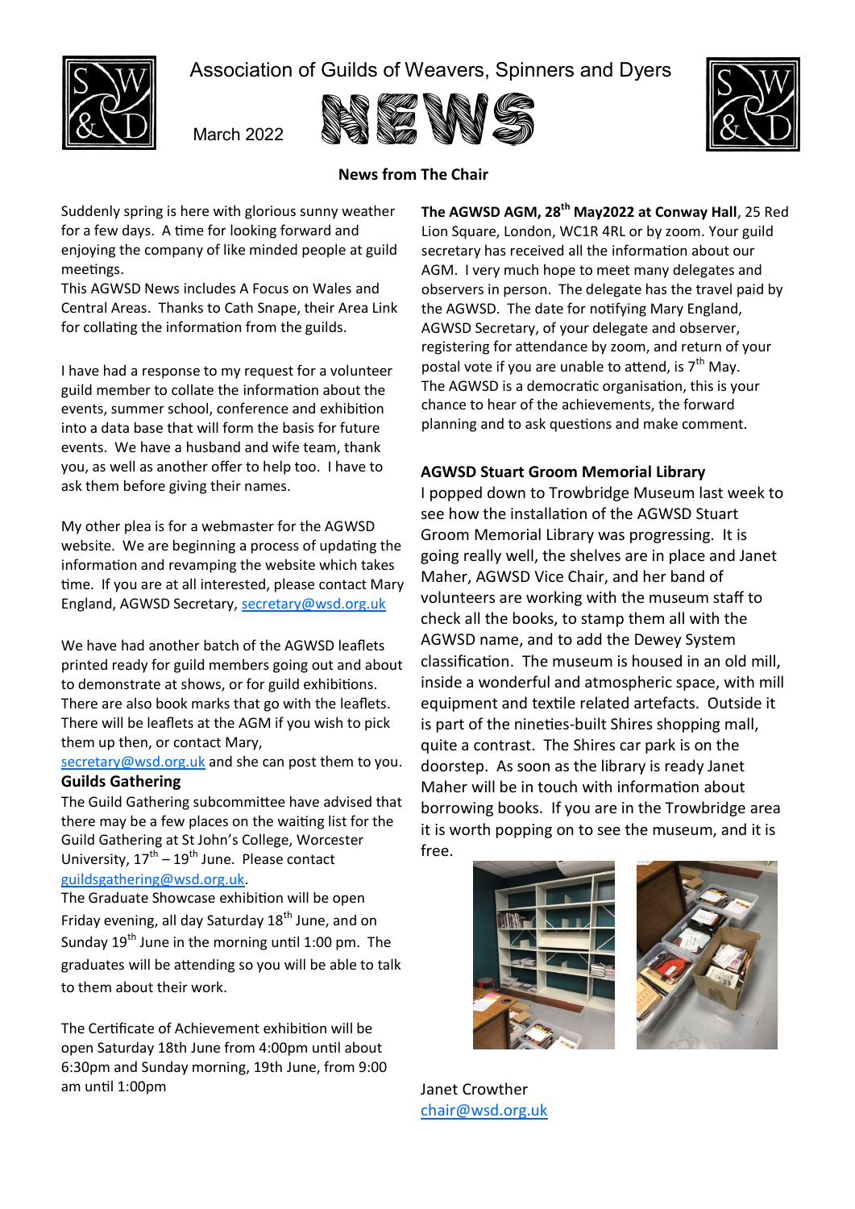# Association of Guilds of Weavers, Spinners and Dyers

March 2022

# NEWS

## News from The Chair

Suddenly spring is here with glorious sunny weather for a few days. A time for looking forward and enjoying the company of like minded people at guild meetings.

This AGWSD News includes A Focus on Wales and Central Areas. Thanks to Cath Snape, their Area Link for collating the information from the guilds.

I have had a response to my request for a volunteer guild member to collate the information about the events, summer school, conference and exhibition into a data base that will form the basis for future events. We have a husband and wife team, thank you, as well as another offer to help too. I have to ask them before giving their names.

My other plea is for a webmaster for the AGWSD website. We are beginning a process of updating the information and revamping the website which takes time. If you are at all interested, please contact Mary England, AGWSD Secretary, secretary@wsd.org.uk

We have had another batch of the AGWSD leaflets printed ready for guild members going out and about to demonstrate at shows, or for guild exhibitions. There are also book marks that go with the leaflets. There will be leaflets at the AGM if you wish to pick them up then, or contact Mary, secretary@wsd.org.uk and she can post them to you.

### Guilds Gathering

The Guild Gathering subcommittee have advised that there may be a few places on the waiting list for the Guild Gathering at St John's College, Worcester University, 17th – 19th June. Please contact guildsgathering@wsd.org.uk.

The Graduate Showcase exhibition will be open Friday evening, all day Saturday 18th June, and on Sunday 19th June in the morning until 1:00 pm. The graduates will be attending so you will be able to talk to them about their work.

The Certificate of Achievement exhibition will be open Saturday 18th June from 4:00pm until about 6:30pm and Sunday morning, 19th June, from 9:00 am until 1:00pm

**The AGWSD AGM, 28th May2022 at Conway Hall**, 25 Red Lion Square, London, WC1R 4RL or by zoom. Your guild secretary has received all the information about our AGM. I very much hope to meet many delegates and observers in person. The delegate has the travel paid by the AGWSD. The date for notifying Mary England, AGWSD Secretary, of your delegate and observer, registering for attendance by zoom, and return of your postal vote if you are unable to attend, is 7th May.

The AGWSD is a democratic organisation, this is your chance to hear of the achievements, the forward planning and to ask questions and make comment.

### AGWSD Stuart Groom Memorial Library

I popped down to Trowbridge Museum last week to see how the installation of the AGWSD Stuart Groom Memorial Library was progressing. It is going really well, the shelves are in place and Janet Maher, AGWSD Vice Chair, and her band of volunteers are working with the museum staff to check all the books, to stamp them all with the AGWSD name, and to add the Dewey System classification. The museum is housed in an old mill, inside a wonderful and atmospheric space, with mill equipment and textile related artefacts. Outside it is part of the nineties-built Shires shopping mall, quite a contrast. The Shires car park is on the doorstep. As soon as the library is ready Janet Maher will be in touch with information about borrowing books. If you are in the Trowbridge area it is worth popping on to see the museum, and it is free.

Janet Crowther
chair@wsd.org.uk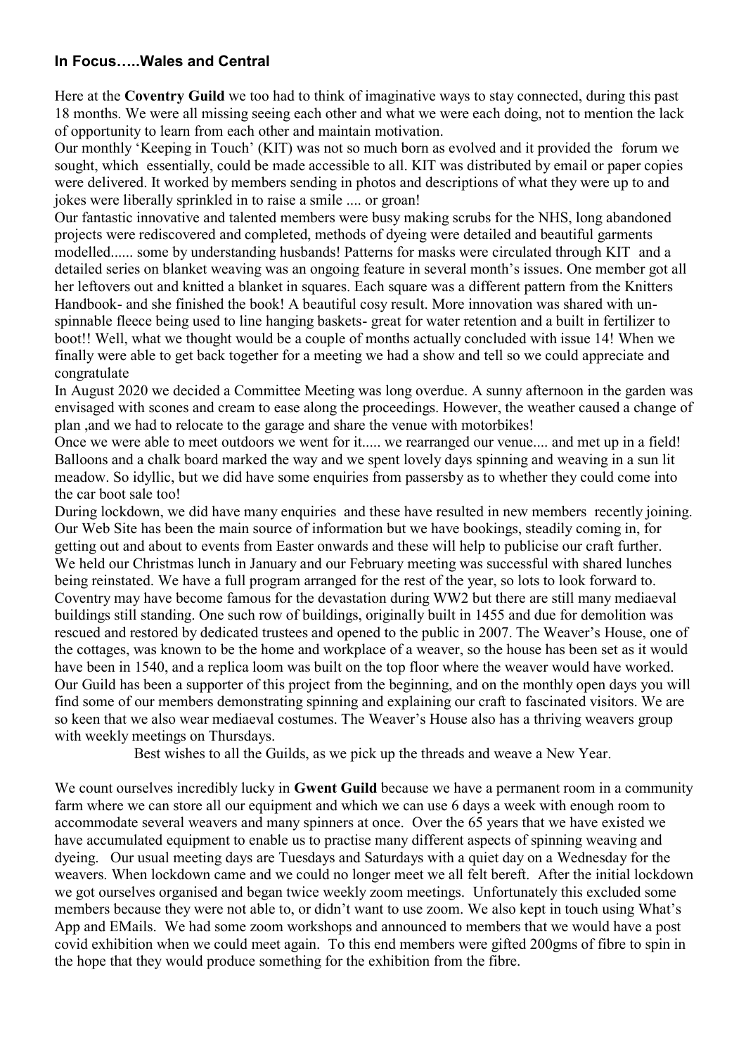### In Focus…..Wales and Central

Here at the **Coventry Guild** we too had to think of imaginative ways to stay connected, during this past 18 months. We were all missing seeing each other and what we were each doing, not to mention the lack of opportunity to learn from each other and maintain motivation.

Our monthly 'Keeping in Touch' (KIT) was not so much born as evolved and it provided the forum we sought, which essentially, could be made accessible to all. KIT was distributed by email or paper copies were delivered. It worked by members sending in photos and descriptions of what they were up to and jokes were liberally sprinkled in to raise a smile .... or groan!

Our fantastic innovative and talented members were busy making scrubs for the NHS, long abandoned projects were rediscovered and completed, methods of dyeing were detailed and beautiful garments modelled...... some by understanding husbands! Patterns for masks were circulated through KIT and a detailed series on blanket weaving was an ongoing feature in several month's issues. One member got all her leftovers out and knitted a blanket in squares. Each square was a different pattern from the Knitters Handbook- and she finished the book! A beautiful cosy result. More innovation was shared with un-spinnable fleece being used to line hanging baskets- great for water retention and a built in fertilizer to boot!! Well, what we thought would be a couple of months actually concluded with issue 14! When we finally were able to get back together for a meeting we had a show and tell so we could appreciate and congratulate

In August 2020 we decided a Committee Meeting was long overdue. A sunny afternoon in the garden was envisaged with scones and cream to ease along the proceedings. However, the weather caused a change of plan ,and we had to relocate to the garage and share the venue with motorbikes!

Once we were able to meet outdoors we went for it..... we rearranged our venue.... and met up in a field! Balloons and a chalk board marked the way and we spent lovely days spinning and weaving in a sun lit meadow. So idyllic, but we did have some enquiries from passersby as to whether they could come into the car boot sale too!

During lockdown, we did have many enquiries and these have resulted in new members recently joining. Our Web Site has been the main source of information but we have bookings, steadily coming in, for getting out and about to events from Easter onwards and these will help to publicise our craft further.

We held our Christmas lunch in January and our February meeting was successful with shared lunches being reinstated. We have a full program arranged for the rest of the year, so lots to look forward to.

Coventry may have become famous for the devastation during WW2 but there are still many mediaeval buildings still standing. One such row of buildings, originally built in 1455 and due for demolition was rescued and restored by dedicated trustees and opened to the public in 2007. The Weaver's House, one of the cottages, was known to be the home and workplace of a weaver, so the house has been set as it would have been in 1540, and a replica loom was built on the top floor where the weaver would have worked. Our Guild has been a supporter of this project from the beginning, and on the monthly open days you will find some of our members demonstrating spinning and explaining our craft to fascinated visitors. We are so keen that we also wear mediaeval costumes. The Weaver's House also has a thriving weavers group with weekly meetings on Thursdays.

Best wishes to all the Guilds, as we pick up the threads and weave a New Year.

We count ourselves incredibly lucky in **Gwent Guild** because we have a permanent room in a community farm where we can store all our equipment and which we can use 6 days a week with enough room to accommodate several weavers and many spinners at once. Over the 65 years that we have existed we have accumulated equipment to enable us to practise many different aspects of spinning weaving and dyeing. Our usual meeting days are Tuesdays and Saturdays with a quiet day on a Wednesday for the weavers. When lockdown came and we could no longer meet we all felt bereft. After the initial lockdown we got ourselves organised and began twice weekly zoom meetings. Unfortunately this excluded some members because they were not able to, or didn't want to use zoom. We also kept in touch using What's App and EMails. We had some zoom workshops and announced to members that we would have a post covid exhibition when we could meet again. To this end members were gifted 200gms of fibre to spin in the hope that they would produce something for the exhibition from the fibre.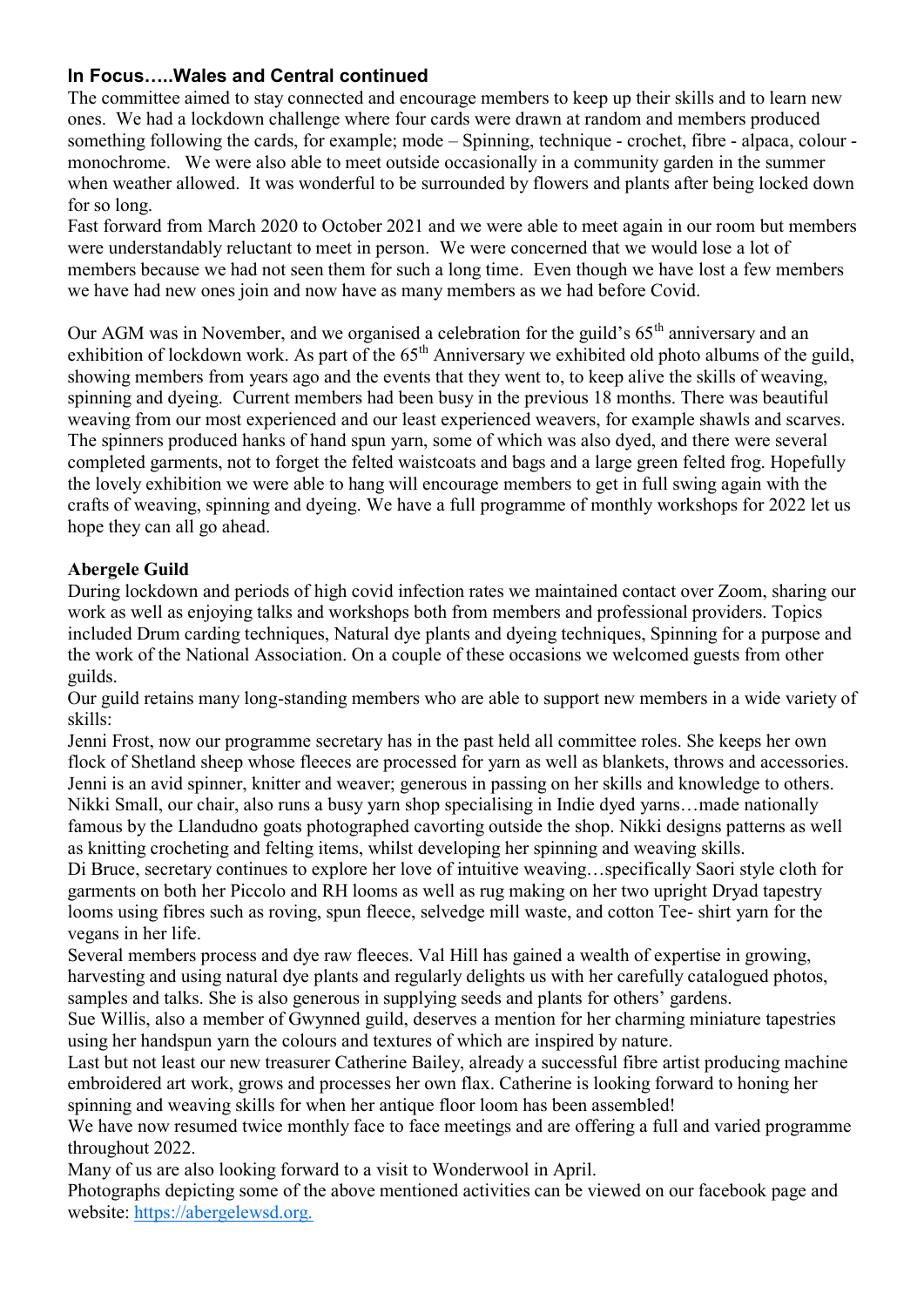## In Focus…..Wales and Central continued

The committee aimed to stay connected and encourage members to keep up their skills and to learn new ones. We had a lockdown challenge where four cards were drawn at random and members produced something following the cards, for example; mode – Spinning, technique - crochet, fibre - alpaca, colour - monochrome. We were also able to meet outside occasionally in a community garden in the summer when weather allowed. It was wonderful to be surrounded by flowers and plants after being locked down for so long.

Fast forward from March 2020 to October 2021 and we were able to meet again in our room but members were understandably reluctant to meet in person. We were concerned that we would lose a lot of members because we had not seen them for such a long time. Even though we have lost a few members we have had new ones join and now have as many members as we had before Covid.

Our AGM was in November, and we organised a celebration for the guild's 65th anniversary and an exhibition of lockdown work. As part of the 65th Anniversary we exhibited old photo albums of the guild, showing members from years ago and the events that they went to, to keep alive the skills of weaving, spinning and dyeing. Current members had been busy in the previous 18 months. There was beautiful weaving from our most experienced and our least experienced weavers, for example shawls and scarves. The spinners produced hanks of hand spun yarn, some of which was also dyed, and there were several completed garments, not to forget the felted waistcoats and bags and a large green felted frog. Hopefully the lovely exhibition we were able to hang will encourage members to get in full swing again with the crafts of weaving, spinning and dyeing. We have a full programme of monthly workshops for 2022 let us hope they can all go ahead.

### Abergele Guild

During lockdown and periods of high covid infection rates we maintained contact over Zoom, sharing our work as well as enjoying talks and workshops both from members and professional providers. Topics included Drum carding techniques, Natural dye plants and dyeing techniques, Spinning for a purpose and the work of the National Association. On a couple of these occasions we welcomed guests from other guilds.

Our guild retains many long-standing members who are able to support new members in a wide variety of skills:

Jenni Frost, now our programme secretary has in the past held all committee roles. She keeps her own flock of Shetland sheep whose fleeces are processed for yarn as well as blankets, throws and accessories. Jenni is an avid spinner, knitter and weaver; generous in passing on her skills and knowledge to others.

Nikki Small, our chair, also runs a busy yarn shop specialising in Indie dyed yarns…made nationally famous by the Llandudno goats photographed cavorting outside the shop. Nikki designs patterns as well as knitting crocheting and felting items, whilst developing her spinning and weaving skills.

Di Bruce, secretary continues to explore her love of intuitive weaving…specifically Saori style cloth for garments on both her Piccolo and RH looms as well as rug making on her two upright Dryad tapestry looms using fibres such as roving, spun fleece, selvedge mill waste, and cotton Tee- shirt yarn for the vegans in her life.

Several members process and dye raw fleeces. Val Hill has gained a wealth of expertise in growing, harvesting and using natural dye plants and regularly delights us with her carefully catalogued photos, samples and talks. She is also generous in supplying seeds and plants for others' gardens.

Sue Willis, also a member of Gwynned guild, deserves a mention for her charming miniature tapestries using her handspun yarn the colours and textures of which are inspired by nature.

Last but not least our new treasurer Catherine Bailey, already a successful fibre artist producing machine embroidered art work, grows and processes her own flax. Catherine is looking forward to honing her spinning and weaving skills for when her antique floor loom has been assembled!

We have now resumed twice monthly face to face meetings and are offering a full and varied programme throughout 2022.

Many of us are also looking forward to a visit to Wonderwool in April.

Photographs depicting some of the above mentioned activities can be viewed on our facebook page and website: [https://abergelewsd.org.](https://abergelewsd.org.)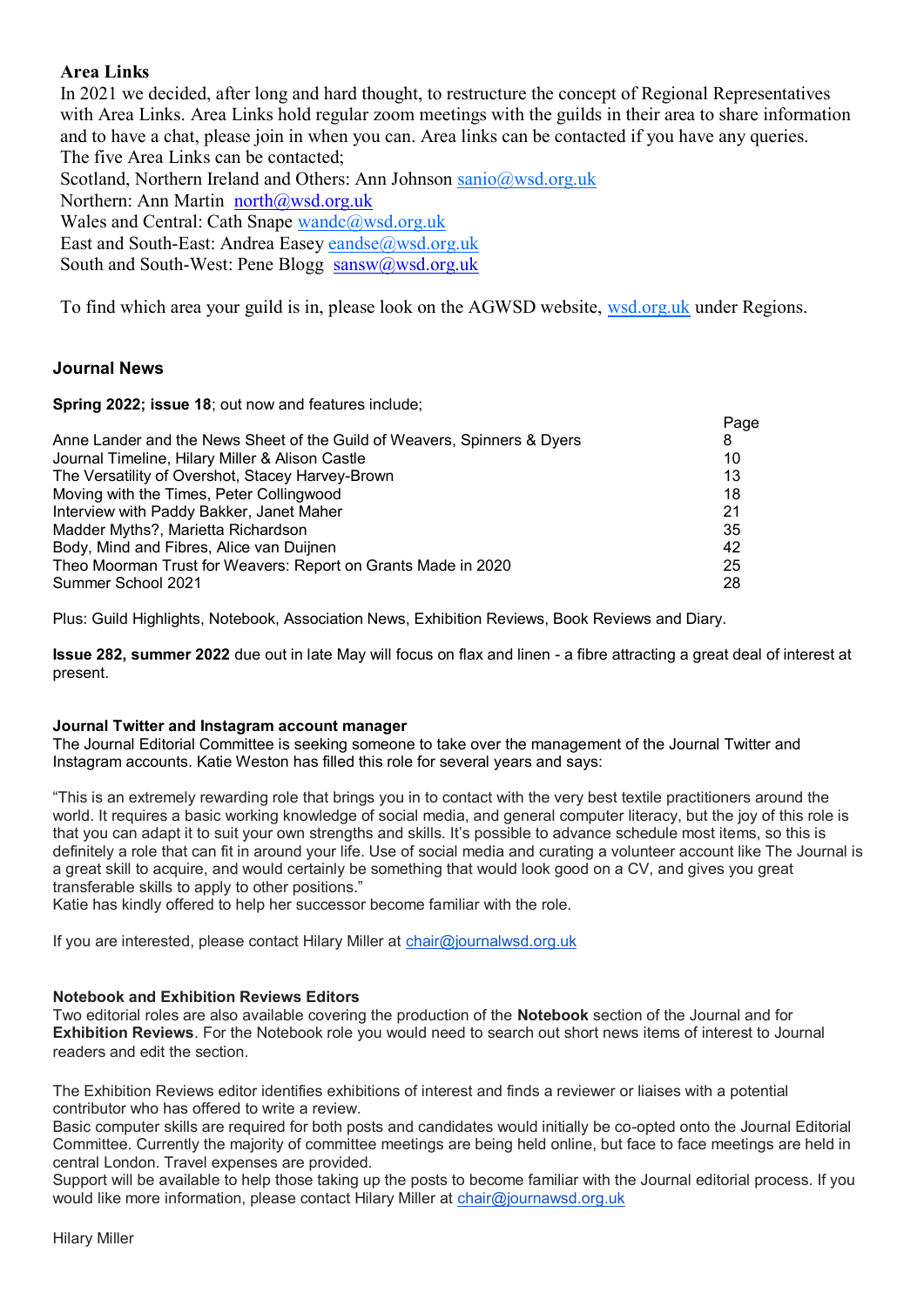## Area Links

In 2021 we decided, after long and hard thought, to restructure the concept of Regional Representatives with Area Links. Area Links hold regular zoom meetings with the guilds in their area to share information and to have a chat, please join in when you can. Area links can be contacted if you have any queries.
The five Area Links can be contacted;
Scotland, Northern Ireland and Others: Ann Johnson sanio@wsd.org.uk
Northern: Ann Martin north@wsd.org.uk
Wales and Central: Cath Snape wandc@wsd.org.uk
East and South-East: Andrea Easey eandse@wsd.org.uk
South and South-West: Pene Blogg sansw@wsd.org.uk

To find which area your guild is in, please look on the AGWSD website, wsd.org.uk under Regions.

## Journal News

**Spring 2022; issue 18**; out now and features include;

| | Page |
|---|---|
| Anne Lander and the News Sheet of the Guild of Weavers, Spinners & Dyers | 8 |
| Journal Timeline, Hilary Miller & Alison Castle | 10 |
| The Versatility of Overshot, Stacey Harvey-Brown | 13 |
| Moving with the Times, Peter Collingwood | 18 |
| Interview with Paddy Bakker, Janet Maher | 21 |
| Madder Myths?, Marietta Richardson | 35 |
| Body, Mind and Fibres, Alice van Duijnen | 42 |
| Theo Moorman Trust for Weavers: Report on Grants Made in 2020 | 25 |
| Summer School 2021 | 28 |

Plus: Guild Highlights, Notebook, Association News, Exhibition Reviews, Book Reviews and Diary.

**Issue 282, summer 2022** due out in late May will focus on flax and linen - a fibre attracting a great deal of interest at present.

### Journal Twitter and Instagram account manager

The Journal Editorial Committee is seeking someone to take over the management of the Journal Twitter and Instagram accounts. Katie Weston has filled this role for several years and says:

"This is an extremely rewarding role that brings you in to contact with the very best textile practitioners around the world. It requires a basic working knowledge of social media, and general computer literacy, but the joy of this role is that you can adapt it to suit your own strengths and skills. It's possible to advance schedule most items, so this is definitely a role that can fit in around your life. Use of social media and curating a volunteer account like The Journal is a great skill to acquire, and would certainly be something that would look good on a CV, and gives you great transferable skills to apply to other positions."
Katie has kindly offered to help her successor become familiar with the role.

If you are interested, please contact Hilary Miller at chair@journalwsd.org.uk

### Notebook and Exhibition Reviews Editors

Two editorial roles are also available covering the production of the **Notebook** section of the Journal and for **Exhibition Reviews**. For the Notebook role you would need to search out short news items of interest to Journal readers and edit the section.

The Exhibition Reviews editor identifies exhibitions of interest and finds a reviewer or liaises with a potential contributor who has offered to write a review.
Basic computer skills are required for both posts and candidates would initially be co-opted onto the Journal Editorial Committee. Currently the majority of committee meetings are being held online, but face to face meetings are held in central London. Travel expenses are provided.
Support will be available to help those taking up the posts to become familiar with the Journal editorial process. If you would like more information, please contact Hilary Miller at chair@journawsd.org.uk

Hilary Miller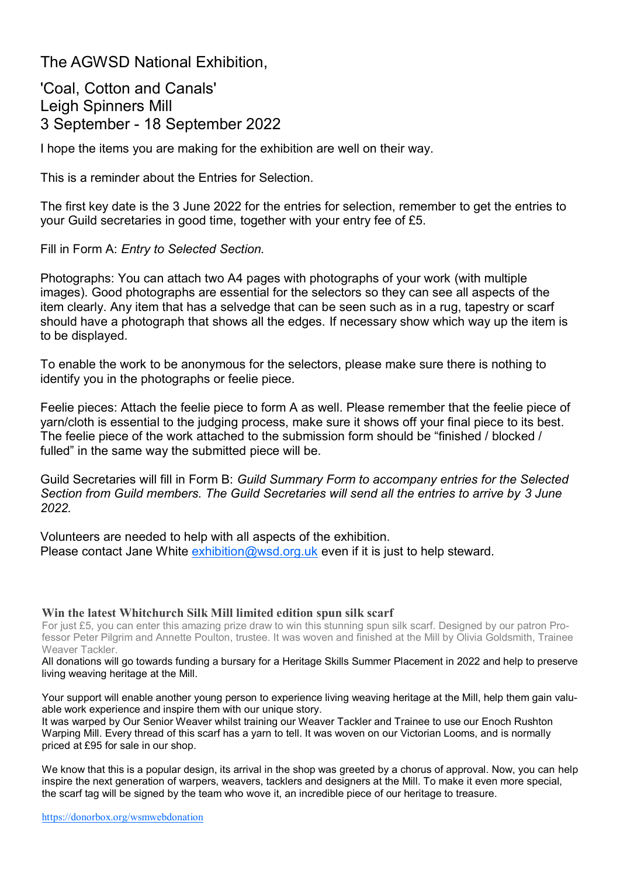# The AGWSD National Exhibition,

## 'Coal, Cotton and Canals'
## Leigh Spinners Mill
## 3 September - 18 September 2022

I hope the items you are making for the exhibition are well on their way.

This is a reminder about the Entries for Selection.

The first key date is the 3 June 2022 for the entries for selection, remember to get the entries to your Guild secretaries in good time, together with your entry fee of £5.

Fill in Form A: *Entry to Selected Section.*

Photographs: You can attach two A4 pages with photographs of your work (with multiple images). Good photographs are essential for the selectors so they can see all aspects of the item clearly. Any item that has a selvedge that can be seen such as in a rug, tapestry or scarf should have a photograph that shows all the edges. If necessary show which way up the item is to be displayed.

To enable the work to be anonymous for the selectors, please make sure there is nothing to identify you in the photographs or feelie piece.

Feelie pieces: Attach the feelie piece to form A as well. Please remember that the feelie piece of yarn/cloth is essential to the judging process, make sure it shows off your final piece to its best. The feelie piece of the work attached to the submission form should be "finished / blocked / fulled" in the same way the submitted piece will be.

Guild Secretaries will fill in Form B: *Guild Summary Form to accompany entries for the Selected Section from Guild members. The Guild Secretaries will send all the entries to arrive by 3 June 2022.*

Volunteers are needed to help with all aspects of the exhibition.
Please contact Jane White exhibition@wsd.org.uk even if it is just to help steward.

**Win the latest Whitchurch Silk Mill limited edition spun silk scarf**

For just £5, you can enter this amazing prize draw to win this stunning spun silk scarf. Designed by our patron Professor Peter Pilgrim and Annette Poulton, trustee. It was woven and finished at the Mill by Olivia Goldsmith, Trainee Weaver Tackler.

All donations will go towards funding a bursary for a Heritage Skills Summer Placement in 2022 and help to preserve living weaving heritage at the Mill.

Your support will enable another young person to experience living weaving heritage at the Mill, help them gain valuable work experience and inspire them with our unique story.

It was warped by Our Senior Weaver whilst training our Weaver Tackler and Trainee to use our Enoch Rushton Warping Mill. Every thread of this scarf has a yarn to tell. It was woven on our Victorian Looms, and is normally priced at £95 for sale in our shop.

We know that this is a popular design, its arrival in the shop was greeted by a chorus of approval. Now, you can help inspire the next generation of warpers, weavers, tacklers and designers at the Mill. To make it even more special, the scarf tag will be signed by the team who wove it, an incredible piece of our heritage to treasure.

https://donorbox.org/wsmwebdonation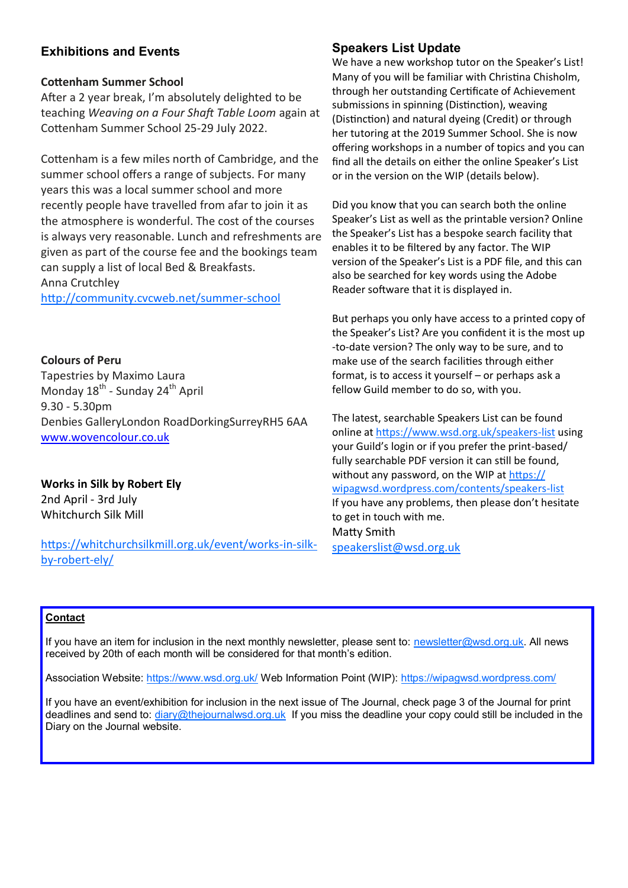## Exhibitions and Events

**Cottenham Summer School**

After a 2 year break, I'm absolutely delighted to be teaching *Weaving on a Four Shaft Table Loom* again at Cottenham Summer School 25-29 July 2022.

Cottenham is a few miles north of Cambridge, and the summer school offers a range of subjects. For many years this was a local summer school and more recently people have travelled from afar to join it as the atmosphere is wonderful. The cost of the courses is always very reasonable. Lunch and refreshments are given as part of the course fee and the bookings team can supply a list of local Bed & Breakfasts.

Anna Crutchley

http://community.cvcweb.net/summer-school

**Colours of Peru**

Tapestries by Maximo Laura

Monday 18th - Sunday 24th April

9.30 - 5.30pm

Denbies GalleryLondon RoadDorkingSurreyRH5 6AA

www.wovencolour.co.uk

**Works in Silk by Robert Ely**

2nd April - 3rd July

Whitchurch Silk Mill

https://whitchurchsilkmill.org.uk/event/works-in-silk-by-robert-ely/

## Speakers List Update

We have a new workshop tutor on the Speaker's List! Many of you will be familiar with Christina Chisholm, through her outstanding Certificate of Achievement submissions in spinning (Distinction), weaving (Distinction) and natural dyeing (Credit) or through her tutoring at the 2019 Summer School. She is now offering workshops in a number of topics and you can find all the details on either the online Speaker's List or in the version on the WIP (details below).

Did you know that you can search both the online Speaker's List as well as the printable version? Online the Speaker's List has a bespoke search facility that enables it to be filtered by any factor. The WIP version of the Speaker's List is a PDF file, and this can also be searched for key words using the Adobe Reader software that it is displayed in.

But perhaps you only have access to a printed copy of the Speaker's List? Are you confident it is the most up-to-date version? The only way to be sure, and to make use of the search facilities through either format, is to access it yourself – or perhaps ask a fellow Guild member to do so, with you.

The latest, searchable Speakers List can be found online at https://www.wsd.org.uk/speakers-list using your Guild's login or if you prefer the print-based/ fully searchable PDF version it can still be found, without any password, on the WIP at https://wipagwsd.wordpress.com/contents/speakers-list

If you have any problems, then please don't hesitate to get in touch with me.

Matty Smith

speakerslist@wsd.org.uk

**Contact**

If you have an item for inclusion in the next monthly newsletter, please sent to: newsletter@wsd.org.uk. All news received by 20th of each month will be considered for that month's edition.

Association Website: https://www.wsd.org.uk/ Web Information Point (WIP): https://wipagwsd.wordpress.com/

If you have an event/exhibition for inclusion in the next issue of The Journal, check page 3 of the Journal for print deadlines and send to: diary@thejournalwsd.org.uk If you miss the deadline your copy could still be included in the Diary on the Journal website.